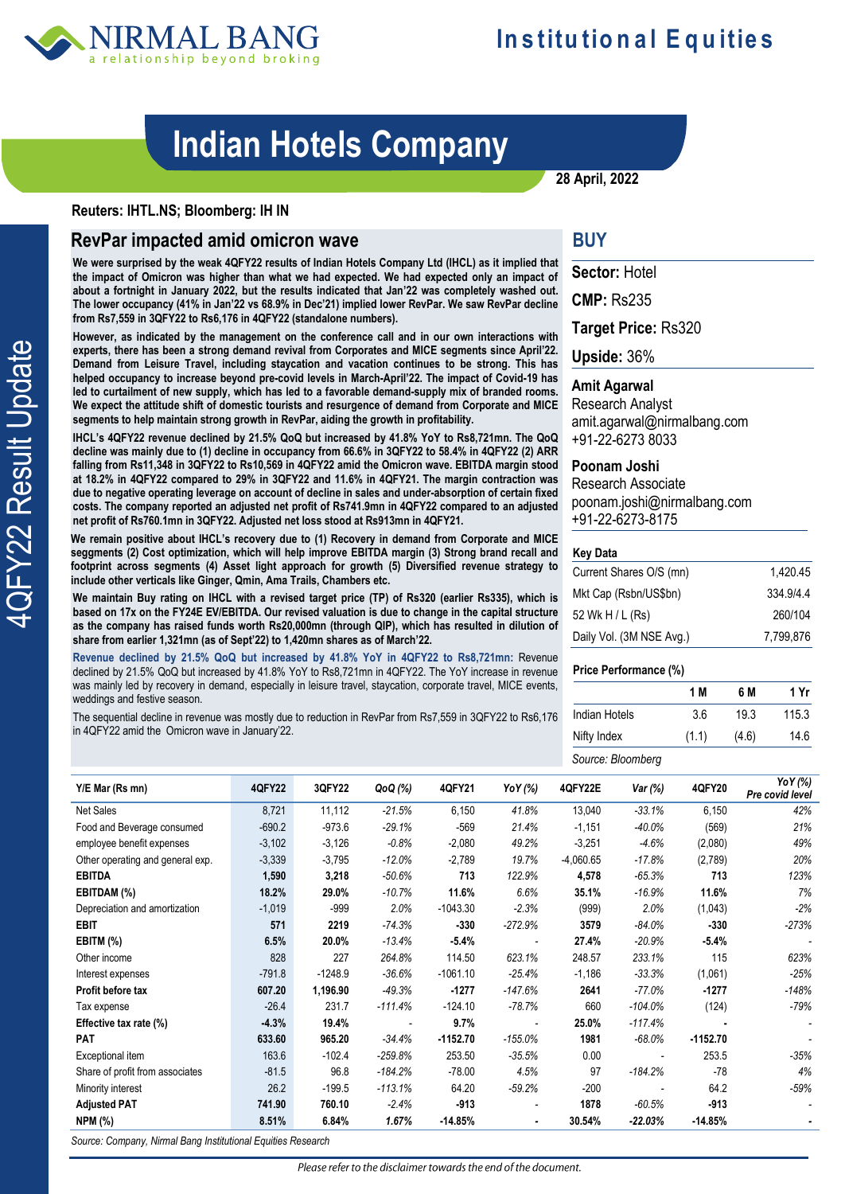# Indian Hotels Company

28 April, 2022

4QFY22 Result Update

**Reuters: IHTL.NS; Bloomberg: IH IN**

## RevPar impacted amid omicron wave

**We were surprised by the weak 4QFY22 results of Indian Hotels Company Ltd (IHCL) as it implied that the impact of Omicron was higher than what we had expected. We had expected only an impact of about a fortnight in January 2022, but the results indicated that Jan'22 was completely washed out. The lower occupancy (41% in Jan'22 vs 68.9% in Dec'21) implied lower RevPar. We saw RevPar decline from Rs7,559 in 3QFY22 to Rs6,176 in 4QFY22 (standalone numbers).**

**However, as indicated by the management on the conference call and in our own interactions with experts, there has been a strong demand revival from Corporates and MICE segments since April'22. Demand from Leisure Travel, including staycation and vacation continues to be strong. This has helped occupancy to increase beyond pre-covid levels in March-April'22. The impact of Covid-19 has led to curtailment of new supply, which has led to a favorable demand-supply mix of branded rooms. We expect the attitude shift of domestic tourists and resurgence of demand from Corporate and MICE segments to help maintain strong growth in RevPar, aiding the growth in profitability.**

**IHCL's 4QFY22 revenue declined by 21.5% QoQ but increased by 41.8% YoY to Rs8,721mn. The QoQ decline was mainly due to (1) decline in occupancy from 66.6% in 3QFY22 to 58.4% in 4QFY22 (2) ARR falling from Rs11,348 in 3QFY22 to Rs10,569 in 4QFY22 amid the Omicron wave. EBITDA margin stood at 18.2% in 4QFY22 compared to 29% in 3QFY22 and 11.6% in 4QFY21. The margin contraction was due to negative operating leverage on account of decline in sales and under-absorption of certain fixed costs. The company reported an adjusted net profit of Rs741.9mn in 4QFY22 compared to an adjusted net profit of Rs760.1mn in 3QFY22. Adjusted net loss stood at Rs913mn in 4QFY21.**

**We remain positive about IHCL's recovery due to (1) Recovery in demand from Corporate and MICE seggments (2) Cost optimization, which will help improve EBITDA margin (3) Strong brand recall and footprint across segments (4) Asset light approach for growth (5) Diversified revenue strategy to include other verticals like Ginger, Qmin, Ama Trails, Chambers etc.**

**We maintain Buy rating on IHCL with a revised target price (TP) of Rs320 (earlier Rs335), which is based on 17x on the FY24E EV/EBITDA. Our revised valuation is due to change in the capital structure as the company has raised funds worth Rs20,000mn (through QIP), which has resulted in dilution of share from earlier 1,321mn (as of Sept'22) to 1,420mn shares as of March'22.**

**Revenue declined by 21.5% QoQ but increased by 41.8% YoY in 4QFY22 to Rs8,721mn:** Revenue declined by 21.5% QoQ but increased by 41.8% YoY to Rs8,721mn in 4QFY22. The YoY increase in revenue was mainly led by recovery in demand, especially in leisure travel, staycation, corporate travel, MICE events, weddings and festive season.

The sequential decline in revenue was mostly due to reduction in RevPar from Rs7,559 in 3QFY22 to Rs6,176 in 4QFY22 amid the Omicron wave in January'22.

## BUY

**Sector:** Hotel

**CMP:** Rs235

**Target Price:** Rs320

**Upside:** 36%

**Amit Agarwal**
Research Analyst
amit.agarwal@nirmalbang.com
+91-22-6273 8033

**Poonam Joshi**
Research Associate
poonam.joshi@nirmalbang.com
+91-22-6273-8175

**Key Data**

| | |
|---|---|
| Current Shares O/S (mn) | 1,420.45 |
| Mkt Cap (Rsbn/US$bn) | 334.9/4.4 |
| 52 Wk H / L (Rs) | 260/104 |
| Daily Vol. (3M NSE Avg.) | 7,799,876 |

**Price Performance (%)**

| | 1 M | 6 M | 1 Yr |
|---|---|---|---|
| Indian Hotels | 3.6 | 19.3 | 115.3 |
| Nifty Index | (1.1) | (4.6) | 14.6 |

*Source: Bloomberg*

| Y/E Mar (Rs mn) | 4QFY22 | 3QFY22 | QoQ (%) | 4QFY21 | YoY (%) | 4QFY22E | Var (%) | 4QFY20 | YoY (%) Pre covid level |
|---|---|---|---|---|---|---|---|---|---|
| Net Sales | 8,721 | 11,112 | -21.5% | 6,150 | 41.8% | 13,040 | -33.1% | 6,150 | 42% |
| Food and Beverage consumed | -690.2 | -973.6 | -29.1% | -569 | 21.4% | -1,151 | -40.0% | (569) | 21% |
| employee benefit expenses | -3,102 | -3,126 | -0.8% | -2,080 | 49.2% | -3,251 | -4.6% | (2,080) | 49% |
| Other operating and general exp. | -3,339 | -3,795 | -12.0% | -2,789 | 19.7% | -4,060.65 | -17.8% | (2,789) | 20% |
| **EBITDA** | **1,590** | **3,218** | -50.6% | **713** | 122.9% | **4,578** | -65.3% | **713** | 123% |
| **EBITDAM (%)** | **18.2%** | **29.0%** | -10.7% | **11.6%** | 6.6% | **35.1%** | -16.9% | **11.6%** | 7% |
| Depreciation and amortization | -1,019 | -999 | 2.0% | -1043.30 | -2.3% | (999) | 2.0% | (1,043) | -2% |
| **EBIT** | **571** | **2219** | -74.3% | **-330** | -272.9% | **3579** | -84.0% | **-330** | -273% |
| **EBITM (%)** | **6.5%** | **20.0%** | -13.4% | **-5.4%** | - | **27.4%** | -20.9% | **-5.4%** | - |
| Other income | 828 | 227 | 264.8% | 114.50 | 623.1% | 248.57 | 233.1% | 115 | 623% |
| Interest expenses | -791.8 | -1248.9 | -36.6% | -1061.10 | -25.4% | -1,186 | -33.3% | (1,061) | -25% |
| **Profit before tax** | **607.20** | **1,196.90** | -49.3% | **-1277** | -147.6% | **2641** | -77.0% | **-1277** | -148% |
| Tax expense | -26.4 | 231.7 | -111.4% | -124.10 | -78.7% | 660 | -104.0% | (124) | -79% |
| **Effective tax rate (%)** | **-4.3%** | **19.4%** | - | **9.7%** | - | **25.0%** | -117.4% | - | - |
| **PAT** | **633.60** | **965.20** | -34.4% | **-1152.70** | -155.0% | **1981** | -68.0% | **-1152.70** | - |
| Exceptional item | 163.6 | -102.4 | -259.8% | 253.50 | -35.5% | 0.00 | - | 253.5 | -35% |
| Share of profit from associates | -81.5 | 96.8 | -184.2% | -78.00 | 4.5% | 97 | -184.2% | -78 | 4% |
| Minority interest | 26.2 | -199.5 | -113.1% | 64.20 | -59.2% | -200 | - | 64.2 | -59% |
| **Adjusted PAT** | **741.90** | **760.10** | -2.4% | **-913** | - | **1878** | -60.5% | **-913** | - |
| **NPM (%)** | **8.51%** | **6.84%** | 1.67% | **-14.85%** | - | **30.54%** | -22.03% | **-14.85%** | - |

*Source: Company, Nirmal Bang Institutional Equities Research*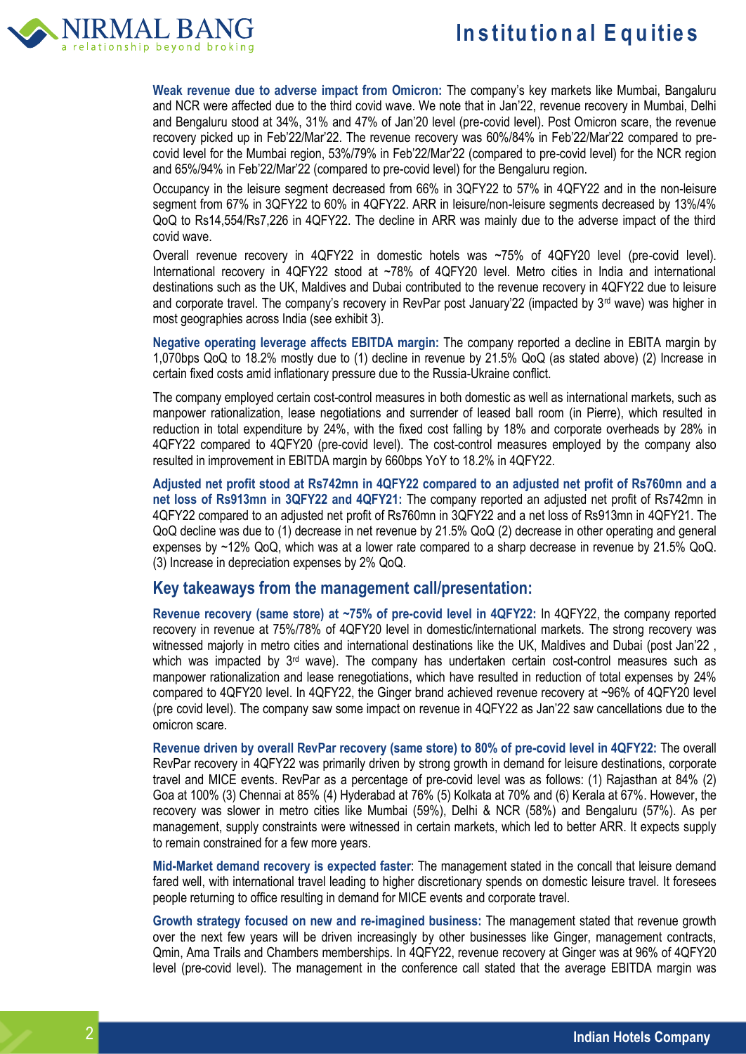**Weak revenue due to adverse impact from Omicron:** The company's key markets like Mumbai, Bangaluru and NCR were affected due to the third covid wave. We note that in Jan'22, revenue recovery in Mumbai, Delhi and Bengaluru stood at 34%, 31% and 47% of Jan'20 level (pre-covid level). Post Omicron scare, the revenue recovery picked up in Feb'22/Mar'22. The revenue recovery was 60%/84% in Feb'22/Mar'22 compared to pre-covid level for the Mumbai region, 53%/79% in Feb'22/Mar'22 (compared to pre-covid level) for the NCR region and 65%/94% in Feb'22/Mar'22 (compared to pre-covid level) for the Bengaluru region.

Occupancy in the leisure segment decreased from 66% in 3QFY22 to 57% in 4QFY22 and in the non-leisure segment from 67% in 3QFY22 to 60% in 4QFY22. ARR in leisure/non-leisure segments decreased by 13%/4% QoQ to Rs14,554/Rs7,226 in 4QFY22. The decline in ARR was mainly due to the adverse impact of the third covid wave.

Overall revenue recovery in 4QFY22 in domestic hotels was ~75% of 4QFY20 level (pre-covid level). International recovery in 4QFY22 stood at ~78% of 4QFY20 level. Metro cities in India and international destinations such as the UK, Maldives and Dubai contributed to the revenue recovery in 4QFY22 due to leisure and corporate travel. The company's recovery in RevPar post January'22 (impacted by 3rd wave) was higher in most geographies across India (see exhibit 3).

**Negative operating leverage affects EBITDA margin:** The company reported a decline in EBITA margin by 1,070bps QoQ to 18.2% mostly due to (1) decline in revenue by 21.5% QoQ (as stated above) (2) Increase in certain fixed costs amid inflationary pressure due to the Russia-Ukraine conflict.

The company employed certain cost-control measures in both domestic as well as international markets, such as manpower rationalization, lease negotiations and surrender of leased ball room (in Pierre), which resulted in reduction in total expenditure by 24%, with the fixed cost falling by 18% and corporate overheads by 28% in 4QFY22 compared to 4QFY20 (pre-covid level). The cost-control measures employed by the company also resulted in improvement in EBITDA margin by 660bps YoY to 18.2% in 4QFY22.

**Adjusted net profit stood at Rs742mn in 4QFY22 compared to an adjusted net profit of Rs760mn and a net loss of Rs913mn in 3QFY22 and 4QFY21:** The company reported an adjusted net profit of Rs742mn in 4QFY22 compared to an adjusted net profit of Rs760mn in 3QFY22 and a net loss of Rs913mn in 4QFY21. The QoQ decline was due to (1) decrease in net revenue by 21.5% QoQ (2) decrease in other operating and general expenses by ~12% QoQ, which was at a lower rate compared to a sharp decrease in revenue by 21.5% QoQ. (3) Increase in depreciation expenses by 2% QoQ.

## Key takeaways from the management call/presentation:

**Revenue recovery (same store) at ~75% of pre-covid level in 4QFY22:** In 4QFY22, the company reported recovery in revenue at 75%/78% of 4QFY20 level in domestic/international markets. The strong recovery was witnessed majorly in metro cities and international destinations like the UK, Maldives and Dubai (post Jan'22 , which was impacted by 3rd wave). The company has undertaken certain cost-control measures such as manpower rationalization and lease renegotiations, which have resulted in reduction of total expenses by 24% compared to 4QFY20 level. In 4QFY22, the Ginger brand achieved revenue recovery at ~96% of 4QFY20 level (pre covid level). The company saw some impact on revenue in 4QFY22 as Jan'22 saw cancellations due to the omicron scare.

**Revenue driven by overall RevPar recovery (same store) to 80% of pre-covid level in 4QFY22:** The overall RevPar recovery in 4QFY22 was primarily driven by strong growth in demand for leisure destinations, corporate travel and MICE events. RevPar as a percentage of pre-covid level was as follows: (1) Rajasthan at 84% (2) Goa at 100% (3) Chennai at 85% (4) Hyderabad at 76% (5) Kolkata at 70% and (6) Kerala at 67%. However, the recovery was slower in metro cities like Mumbai (59%), Delhi & NCR (58%) and Bengaluru (57%). As per management, supply constraints were witnessed in certain markets, which led to better ARR. It expects supply to remain constrained for a few more years.

**Mid-Market demand recovery is expected faster**: The management stated in the concall that leisure demand fared well, with international travel leading to higher discretionary spends on domestic leisure travel. It foresees people returning to office resulting in demand for MICE events and corporate travel.

**Growth strategy focused on new and re-imagined business:** The management stated that revenue growth over the next few years will be driven increasingly by other businesses like Ginger, management contracts, Qmin, Ama Trails and Chambers memberships. In 4QFY22, revenue recovery at Ginger was at 96% of 4QFY20 level (pre-covid level). The management in the conference call stated that the average EBITDA margin was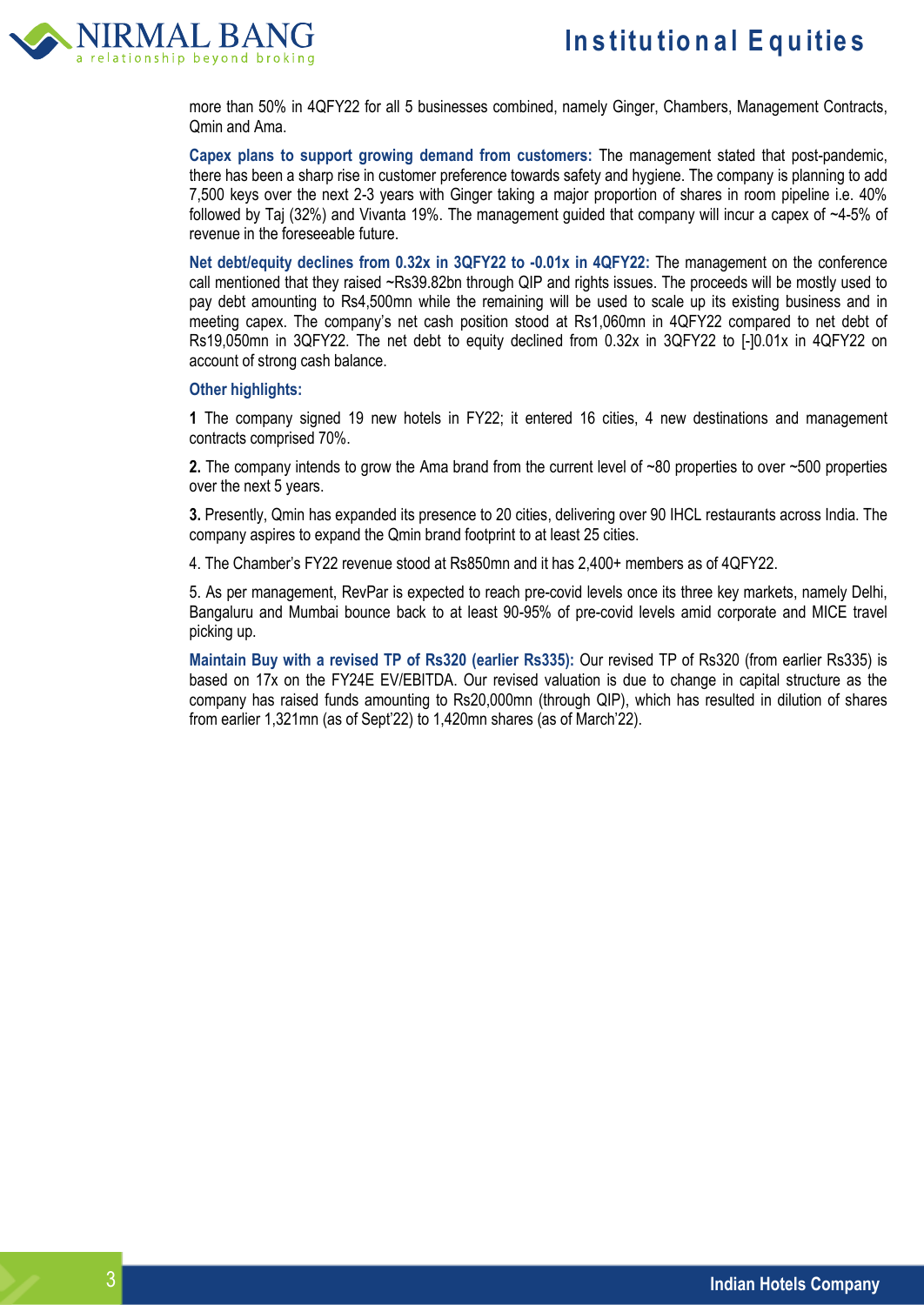more than 50% in 4QFY22 for all 5 businesses combined, namely Ginger, Chambers, Management Contracts, Qmin and Ama.

**Capex plans to support growing demand from customers:** The management stated that post-pandemic, there has been a sharp rise in customer preference towards safety and hygiene. The company is planning to add 7,500 keys over the next 2-3 years with Ginger taking a major proportion of shares in room pipeline i.e. 40% followed by Taj (32%) and Vivanta 19%. The management guided that company will incur a capex of ~4-5% of revenue in the foreseeable future.

**Net debt/equity declines from 0.32x in 3QFY22 to -0.01x in 4QFY22:** The management on the conference call mentioned that they raised ~Rs39.82bn through QIP and rights issues. The proceeds will be mostly used to pay debt amounting to Rs4,500mn while the remaining will be used to scale up its existing business and in meeting capex. The company's net cash position stood at Rs1,060mn in 4QFY22 compared to net debt of Rs19,050mn in 3QFY22. The net debt to equity declined from 0.32x in 3QFY22 to [-]0.01x in 4QFY22 on account of strong cash balance.

**Other highlights:**

**1** The company signed 19 new hotels in FY22; it entered 16 cities, 4 new destinations and management contracts comprised 70%.

**2.** The company intends to grow the Ama brand from the current level of ~80 properties to over ~500 properties over the next 5 years.

**3.** Presently, Qmin has expanded its presence to 20 cities, delivering over 90 IHCL restaurants across India. The company aspires to expand the Qmin brand footprint to at least 25 cities.

4. The Chamber's FY22 revenue stood at Rs850mn and it has 2,400+ members as of 4QFY22.

5. As per management, RevPar is expected to reach pre-covid levels once its three key markets, namely Delhi, Bangaluru and Mumbai bounce back to at least 90-95% of pre-covid levels amid corporate and MICE travel picking up.

**Maintain Buy with a revised TP of Rs320 (earlier Rs335):** Our revised TP of Rs320 (from earlier Rs335) is based on 17x on the FY24E EV/EBITDA. Our revised valuation is due to change in capital structure as the company has raised funds amounting to Rs20,000mn (through QIP), which has resulted in dilution of shares from earlier 1,321mn (as of Sept'22) to 1,420mn shares (as of March'22).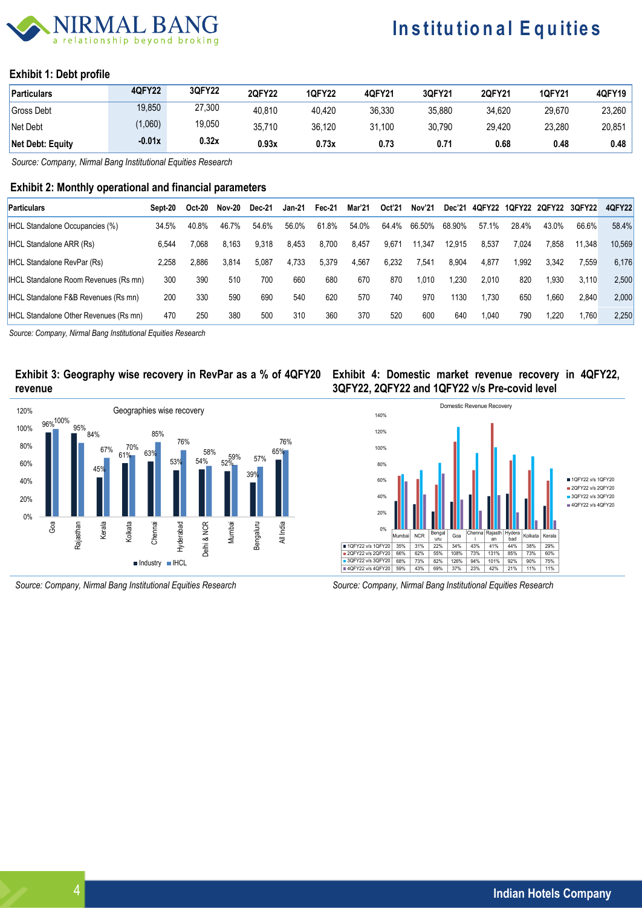### Exhibit 1: Debt profile

| Particulars | 4QFY22 | 3QFY22 | 2QFY22 | 1QFY22 | 4QFY21 | 3QFY21 | 2QFY21 | 1QFY21 | 4QFY19 |
|---|---|---|---|---|---|---|---|---|---|
| Gross Debt | 19,850 | 27,300 | 40,810 | 40,420 | 36,330 | 35,880 | 34,620 | 29,670 | 23,260 |
| Net Debt | (1,060) | 19,050 | 35,710 | 36,120 | 31,100 | 30,790 | 29,420 | 23,280 | 20,851 |
| **Net Debt: Equity** | **-0.01x** | **0.32x** | **0.93x** | **0.73x** | **0.73** | **0.71** | **0.68** | **0.48** | **0.48** |

*Source: Company, Nirmal Bang Institutional Equities Research*

### Exhibit 2: Monthly operational and financial parameters

| Particulars | Sept-20 | Oct-20 | Nov-20 | Dec-21 | Jan-21 | Fec-21 | Mar'21 | Oct'21 | Nov'21 | Dec'21 | 4QFY22 | 1QFY22 | 2QFY22 | 3QFY22 | 4QFY22 |
|---|---|---|---|---|---|---|---|---|---|---|---|---|---|---|---|
| IHCL Standalone Occupancies (%) | 34.5% | 40.8% | 46.7% | 54.6% | 56.0% | 61.8% | 54.0% | 64.4% | 66.50% | 68.90% | 57.1% | 28.4% | 43.0% | 66.6% | 58.4% |
| IHCL Standalone ARR (Rs) | 6,544 | 7,068 | 8,163 | 9,318 | 8,453 | 8,700 | 8,457 | 9,671 | 11,347 | 12,915 | 8,537 | 7,024 | 7,858 | 11,348 | 10,569 |
| IHCL Standalone RevPar (Rs) | 2,258 | 2,886 | 3,814 | 5,087 | 4,733 | 5,379 | 4,567 | 6,232 | 7,541 | 8,904 | 4,877 | 1,992 | 3,342 | 7,559 | 6,176 |
| IHCL Standalone Room Revenues (Rs mn) | 300 | 390 | 510 | 700 | 660 | 680 | 670 | 870 | 1,010 | 1,230 | 2,010 | 820 | 1,930 | 3,110 | 2,500 |
| IHCL Standalone F&B Revenues (Rs mn) | 200 | 330 | 590 | 690 | 540 | 620 | 570 | 740 | 970 | 1130 | 1,730 | 650 | 1,660 | 2,840 | 2,000 |
| IHCL Standalone Other Revenues (Rs mn) | 470 | 250 | 380 | 500 | 310 | 360 | 370 | 520 | 600 | 640 | 1,040 | 790 | 1,220 | 1,760 | 2,250 |

*Source: Company, Nirmal Bang Institutional Equities Research*

### Exhibit 3: Geography wise recovery in RevPar as a % of 4QFY20 revenue

Geographies wise recovery

| Geography | Industry | IHCL |
|---|---|---|
| Goa | 96% | 100% |
| Rajasthan | 95% | 84% |
| Kerala | 45% | 67% |
| Kolkata | 61% | 70% |
| Chennai | 63% | 85% |
| Hyderabad | 53% | 76% |
| Delhi & NCR | 54% | 58% |
| Mumbai | 52% | 59% |
| Bengaluru | 39% | 57% |
| All India | 65% | 76% |

*Source: Company, Nirmal Bang Institutional Equities Research*

### Exhibit 4: Domestic market revenue recovery in 4QFY22, 3QFY22, 2QFY22 and 1QFY22 v/s Pre-covid level

Domestic Revenue Recovery

| | Mumbai | NCR | Bengaluru | Goa | Chennai | Rajasthan | Hyderabad | Kolkata | Kerala |
|---|---|---|---|---|---|---|---|---|---|
| 1QFY22 v/s 1QFY20 | 35% | 31% | 22% | 34% | 43% | 41% | 44% | 38% | 29% |
| 2QFY22 v/s 2QFY20 | 66% | 62% | 55% | 108% | 73% | 131% | 85% | 73% | 60% |
| 3QFY22 v/s 3QFY20 | 68% | 73% | 82% | 126% | 94% | 101% | 92% | 90% | 75% |
| 4QFY22 v/s 4QFY20 | 59% | 43% | 69% | 37% | 23% | 42% | 21% | 11% | 11% |

*Source: Company, Nirmal Bang Institutional Equities Research*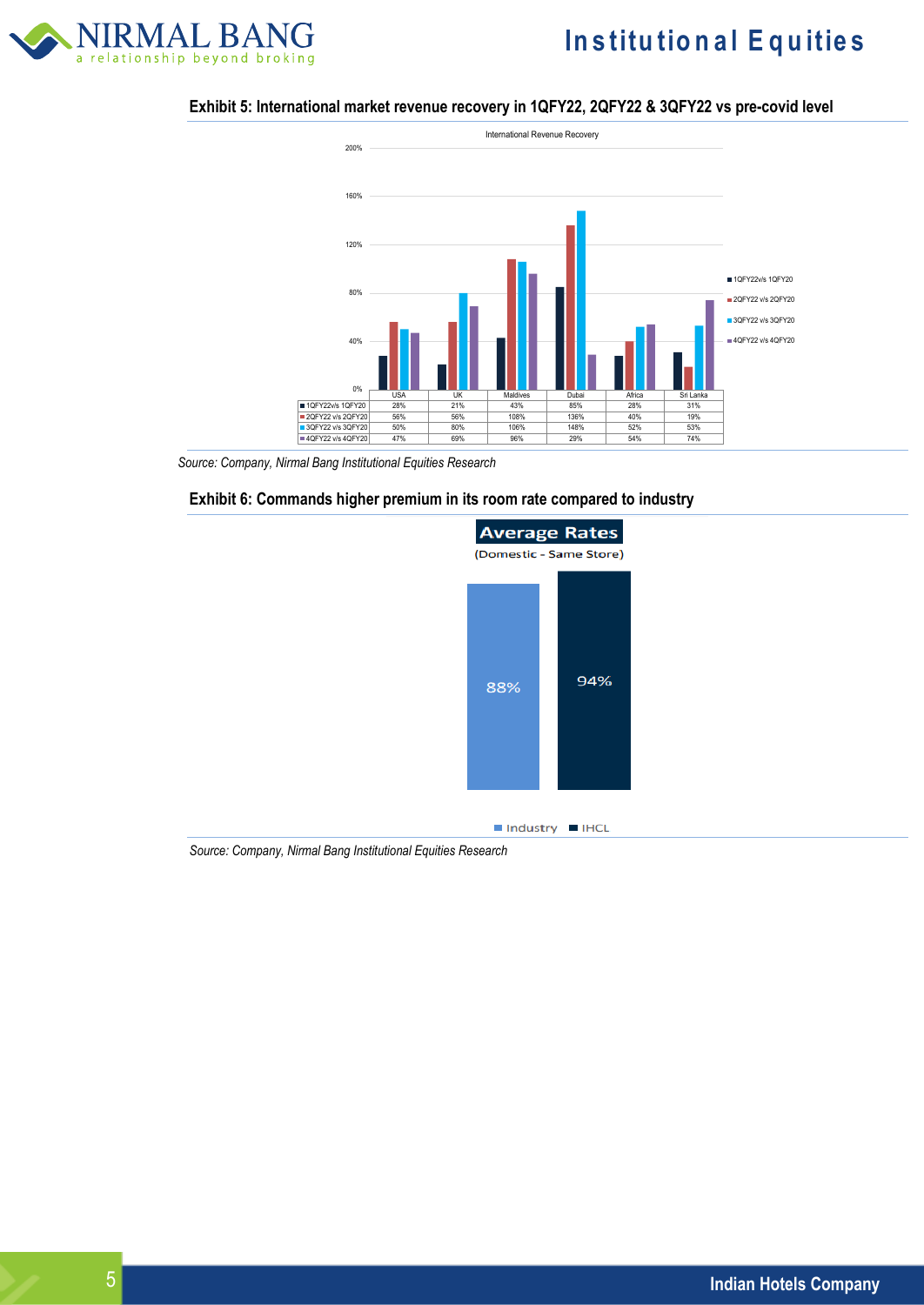### Exhibit 5: International market revenue recovery in 1QFY22, 2QFY22 & 3QFY22 vs pre-covid level

International Revenue Recovery

| | USA | UK | Maldives | Dubai | Africa | Sri Lanka |
|---|---|---|---|---|---|---|
| 1QFY22v/s 1QFY20 | 28% | 21% | 43% | 85% | 28% | 31% |
| 2QFY22 v/s 2QFY20 | 56% | 56% | 108% | 136% | 40% | 19% |
| 3QFY22 v/s 3QFY20 | 50% | 80% | 106% | 148% | 52% | 53% |
| 4QFY22 v/s 4QFY20 | 47% | 69% | 96% | 29% | 54% | 74% |

*Source: Company, Nirmal Bang Institutional Equities Research*

### Exhibit 6: Commands higher premium in its room rate compared to industry

**Average Rates**
(Domestic - Same Store)

| | Industry | IHCL |
|---|---|---|
| Average Rates | 88% | 94% |

*Source: Company, Nirmal Bang Institutional Equities Research*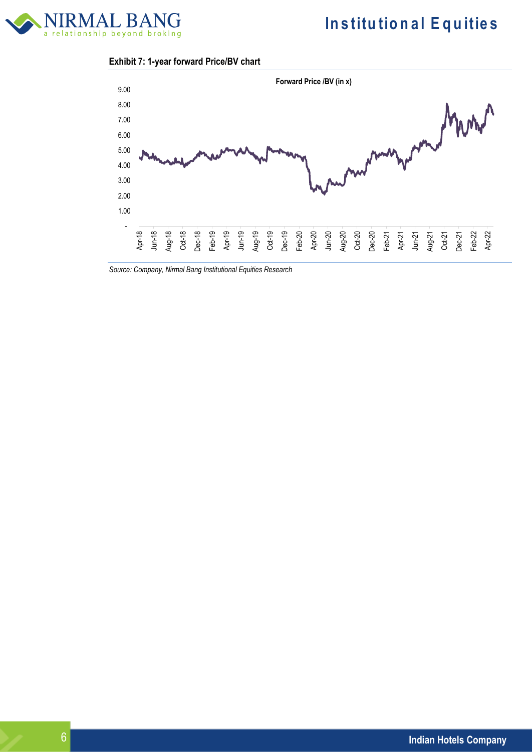**Exhibit 7: 1-year forward Price/BV chart**

Forward Price /BV (in x)

*Source: Company, Nirmal Bang Institutional Equities Research*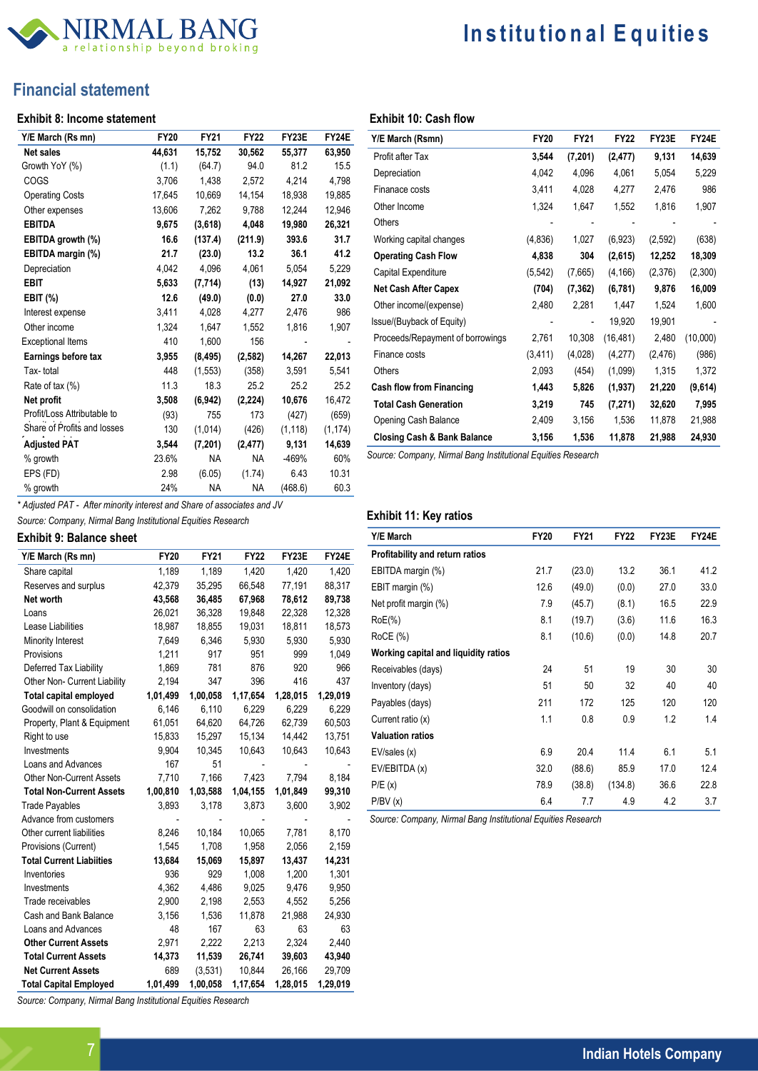## Financial statement

### Exhibit 8: Income statement

| Y/E March (Rs mn) | FY20 | FY21 | FY22 | FY23E | FY24E |
|---|---|---|---|---|---|
| **Net sales** | **44,631** | **15,752** | **30,562** | **55,377** | **63,950** |
| Growth YoY (%) | (1.1) | (64.7) | 94.0 | 81.2 | 15.5 |
| COGS | 3,706 | 1,438 | 2,572 | 4,214 | 4,798 |
| Operating Costs | 17,645 | 10,669 | 14,154 | 18,938 | 19,885 |
| Other expenses | 13,606 | 7,262 | 9,788 | 12,244 | 12,946 |
| **EBITDA** | **9,675** | **(3,618)** | **4,048** | **19,980** | **26,321** |
| **EBITDA growth (%)** | **16.6** | **(137.4)** | **(211.9)** | **393.6** | **31.7** |
| **EBITDA margin (%)** | **21.7** | **(23.0)** | **13.2** | **36.1** | **41.2** |
| Depreciation | 4,042 | 4,096 | 4,061 | 5,054 | 5,229 |
| **EBIT** | **5,633** | **(7,714)** | **(13)** | **14,927** | **21,092** |
| **EBIT (%)** | **12.6** | **(49.0)** | **(0.0)** | **27.0** | **33.0** |
| Interest expense | 3,411 | 4,028 | 4,277 | 2,476 | 986 |
| Other income | 1,324 | 1,647 | 1,552 | 1,816 | 1,907 |
| Exceptional Items | 410 | 1,600 | 156 | - | - |
| **Earnings before tax** | **3,955** | **(8,495)** | **(2,582)** | **14,267** | **22,013** |
| Tax- total | 448 | (1,553) | (358) | 3,591 | 5,541 |
| Rate of tax (%) | 11.3 | 18.3 | 25.2 | 25.2 | 25.2 |
| **Net profit** | **3,508** | **(6,942)** | **(2,224)** | **10,676** | 16,472 |
| Profit/Loss Attributable to | (93) | 755 | 173 | (427) | (659) |
| Share of Profits and losses | 130 | (1,014) | (426) | (1,118) | (1,174) |
| **Adjusted PAT** | **3,544** | **(7,201)** | **(2,477)** | **9,131** | **14,639** |
| % growth | 23.6% | NA | NA | -469% | 60% |
| EPS (FD) | 2.98 | (6.05) | (1.74) | 6.43 | 10.31 |
| % growth | 24% | NA | NA | (468.6) | 60.3 |

*\* Adjusted PAT - After minority interest and Share of associates and JV*

*Source: Company, Nirmal Bang Institutional Equities Research*

### Exhibit 9: Balance sheet

| Y/E March (Rs mn) | FY20 | FY21 | FY22 | FY23E | FY24E |
|---|---|---|---|---|---|
| Share capital | 1,189 | 1,189 | 1,420 | 1,420 | 1,420 |
| Reserves and surplus | 42,379 | 35,295 | 66,548 | 77,191 | 88,317 |
| **Net worth** | **43,568** | **36,485** | **67,968** | **78,612** | **89,738** |
| Loans | 26,021 | 36,328 | 19,848 | 22,328 | 12,328 |
| Lease Liabilities | 18,987 | 18,855 | 19,031 | 18,811 | 18,573 |
| Minority Interest | 7,649 | 6,346 | 5,930 | 5,930 | 5,930 |
| Provisions | 1,211 | 917 | 951 | 999 | 1,049 |
| Deferred Tax Liability | 1,869 | 781 | 876 | 920 | 966 |
| Other Non- Current Liability | 2,194 | 347 | 396 | 416 | 437 |
| **Total capital employed** | **1,01,499** | **1,00,058** | **1,17,654** | **1,28,015** | **1,29,019** |
| Goodwill on consolidation | 6,146 | 6,110 | 6,229 | 6,229 | 6,229 |
| Property, Plant & Equipment | 61,051 | 64,620 | 64,726 | 62,739 | 60,503 |
| Right to use | 15,833 | 15,297 | 15,134 | 14,442 | 13,751 |
| Investments | 9,904 | 10,345 | 10,643 | 10,643 | 10,643 |
| Loans and Advances | 167 | 51 | - | - | - |
| Other Non-Current Assets | 7,710 | 7,166 | 7,423 | 7,794 | 8,184 |
| **Total Non-Current Assets** | **1,00,810** | **1,03,588** | **1,04,155** | **1,01,849** | **99,310** |
| Trade Payables | 3,893 | 3,178 | 3,873 | 3,600 | 3,902 |
| Advance from customers | - | - | - | - | - |
| Other current liabilities | 8,246 | 10,184 | 10,065 | 7,781 | 8,170 |
| Provisions (Current) | 1,545 | 1,708 | 1,958 | 2,056 | 2,159 |
| **Total Current Liabilities** | **13,684** | **15,069** | **15,897** | **13,437** | **14,231** |
| Inventories | 936 | 929 | 1,008 | 1,200 | 1,301 |
| Investments | 4,362 | 4,486 | 9,025 | 9,476 | 9,950 |
| Trade receivables | 2,900 | 2,198 | 2,553 | 4,552 | 5,256 |
| Cash and Bank Balance | 3,156 | 1,536 | 11,878 | 21,988 | 24,930 |
| Loans and Advances | 48 | 167 | 63 | 63 | 63 |
| **Other Current Assets** | **2,971** | **2,222** | **2,213** | **2,324** | **2,440** |
| **Total Current Assets** | **14,373** | **11,539** | **26,741** | **39,603** | **43,940** |
| **Net Current Assets** | **689** | **(3,531)** | **10,844** | **26,166** | **29,709** |
| **Total Capital Employed** | **1,01,499** | **1,00,058** | **1,17,654** | **1,28,015** | **1,29,019** |

*Source: Company, Nirmal Bang Institutional Equities Research*

### Exhibit 10: Cash flow

| Y/E March (Rsmn) | FY20 | FY21 | FY22 | FY23E | FY24E |
|---|---|---|---|---|---|
| Profit after Tax | **3,544** | **(7,201)** | **(2,477)** | **9,131** | **14,639** |
| Depreciation | 4,042 | 4,096 | 4,061 | 5,054 | 5,229 |
| Finanace costs | 3,411 | 4,028 | 4,277 | 2,476 | 986 |
| Other Income | 1,324 | 1,647 | 1,552 | 1,816 | 1,907 |
| Others | - | - | - | - | - |
| Working capital changes | (4,836) | 1,027 | (6,923) | (2,592) | (638) |
| **Operating Cash Flow** | **4,838** | **304** | **(2,615)** | **12,252** | **18,309** |
| Capital Expenditure | (5,542) | (7,665) | (4,166) | (2,376) | (2,300) |
| **Net Cash After Capex** | **(704)** | **(7,362)** | **(6,781)** | **9,876** | **16,009** |
| Other income/(expense) | 2,480 | 2,281 | 1,447 | 1,524 | 1,600 |
| Issue/(Buyback of Equity) | - | - | 19,920 | 19,901 | - |
| Proceeds/Repayment of borrowings | 2,761 | 10,308 | (16,481) | 2,480 | (10,000) |
| Finance costs | (3,411) | (4,028) | (4,277) | (2,476) | (986) |
| Others | 2,093 | (454) | (1,099) | 1,315 | 1,372 |
| **Cash flow from Financing** | **1,443** | **5,826** | **(1,937)** | **21,220** | **(9,614)** |
| **Total Cash Generation** | **3,219** | **745** | **(7,271)** | **32,620** | **7,995** |
| Opening Cash Balance | 2,409 | 3,156 | 1,536 | 11,878 | 21,988 |
| **Closing Cash & Bank Balance** | **3,156** | **1,536** | **11,878** | **21,988** | **24,930** |

*Source: Company, Nirmal Bang Institutional Equities Research*

### Exhibit 11: Key ratios

| Y/E March | FY20 | FY21 | FY22 | FY23E | FY24E |
|---|---|---|---|---|---|
| **Profitability and return ratios** | | | | | |
| EBITDA margin (%) | 21.7 | (23.0) | 13.2 | 36.1 | 41.2 |
| EBIT margin (%) | 12.6 | (49.0) | (0.0) | 27.0 | 33.0 |
| Net profit margin (%) | 7.9 | (45.7) | (8.1) | 16.5 | 22.9 |
| RoE(%) | 8.1 | (19.7) | (3.6) | 11.6 | 16.3 |
| RoCE (%) | 8.1 | (10.6) | (0.0) | 14.8 | 20.7 |
| **Working capital and liquidity ratios** | | | | | |
| Receivables (days) | 24 | 51 | 19 | 30 | 30 |
| Inventory (days) | 51 | 50 | 32 | 40 | 40 |
| Payables (days) | 211 | 172 | 125 | 120 | 120 |
| Current ratio (x) | 1.1 | 0.8 | 0.9 | 1.2 | 1.4 |
| **Valuation ratios** | | | | | |
| EV/sales (x) | 6.9 | 20.4 | 11.4 | 6.1 | 5.1 |
| EV/EBITDA (x) | 32.0 | (88.6) | 85.9 | 17.0 | 12.4 |
| P/E (x) | 78.9 | (38.8) | (134.8) | 36.6 | 22.8 |
| P/BV (x) | 6.4 | 7.7 | 4.9 | 4.2 | 3.7 |

*Source: Company, Nirmal Bang Institutional Equities Research*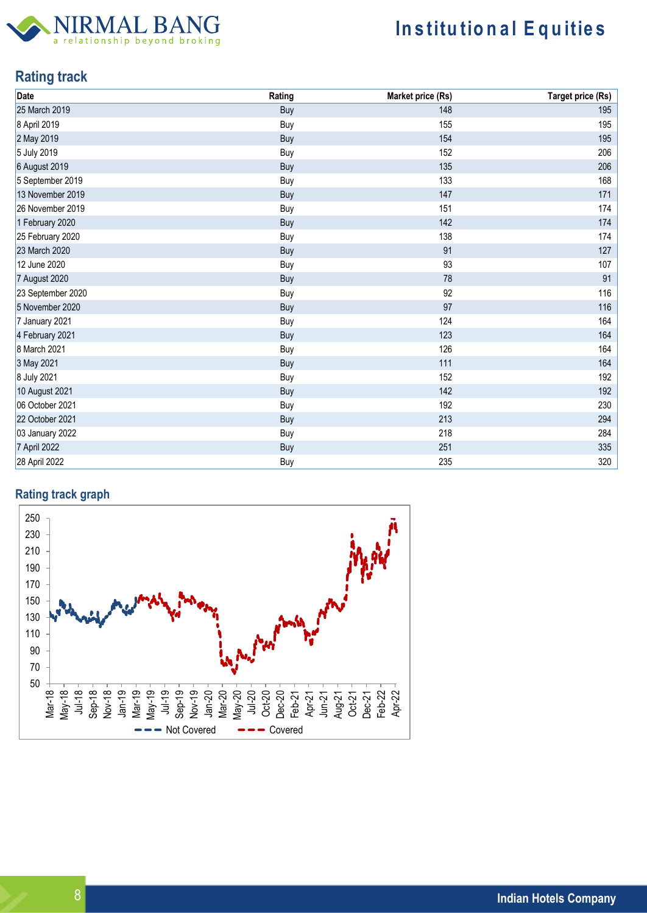## Rating track

| Date | Rating | Market price (Rs) | Target price (Rs) |
|---|---|---|---|
| 25 March 2019 | Buy | 148 | 195 |
| 8 April 2019 | Buy | 155 | 195 |
| 2 May 2019 | Buy | 154 | 195 |
| 5 July 2019 | Buy | 152 | 206 |
| 6 August 2019 | Buy | 135 | 206 |
| 5 September 2019 | Buy | 133 | 168 |
| 13 November 2019 | Buy | 147 | 171 |
| 26 November 2019 | Buy | 151 | 174 |
| 1 February 2020 | Buy | 142 | 174 |
| 25 February 2020 | Buy | 138 | 174 |
| 23 March 2020 | Buy | 91 | 127 |
| 12 June 2020 | Buy | 93 | 107 |
| 7 August 2020 | Buy | 78 | 91 |
| 23 September 2020 | Buy | 92 | 116 |
| 5 November 2020 | Buy | 97 | 116 |
| 7 January 2021 | Buy | 124 | 164 |
| 4 February 2021 | Buy | 123 | 164 |
| 8 March 2021 | Buy | 126 | 164 |
| 3 May 2021 | Buy | 111 | 164 |
| 8 July 2021 | Buy | 152 | 192 |
| 10 August 2021 | Buy | 142 | 192 |
| 06 October 2021 | Buy | 192 | 230 |
| 22 October 2021 | Buy | 213 | 294 |
| 03 January 2022 | Buy | 218 | 284 |
| 7 April 2022 | Buy | 251 | 335 |
| 28 April 2022 | Buy | 235 | 320 |

## Rating track graph

Not Covered / Covered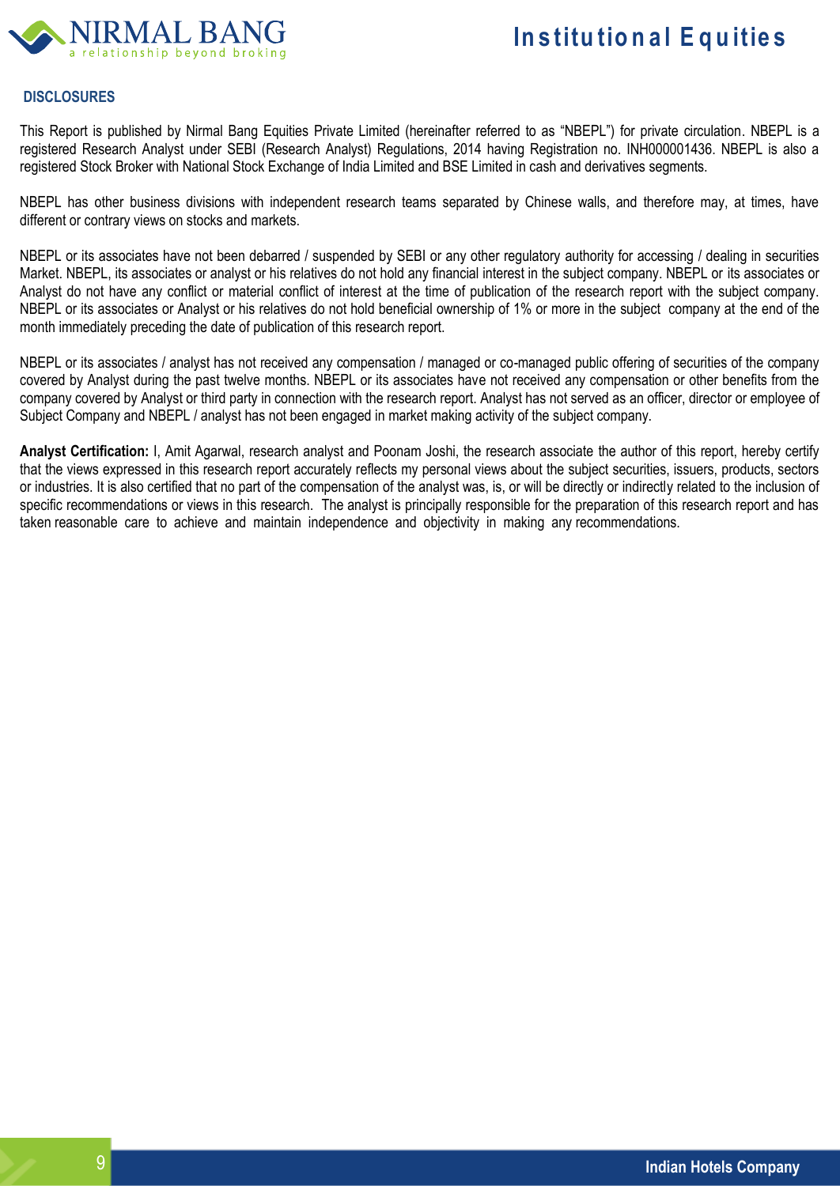## DISCLOSURES

This Report is published by Nirmal Bang Equities Private Limited (hereinafter referred to as "NBEPL") for private circulation. NBEPL is a registered Research Analyst under SEBI (Research Analyst) Regulations, 2014 having Registration no. INH000001436. NBEPL is also a registered Stock Broker with National Stock Exchange of India Limited and BSE Limited in cash and derivatives segments.

NBEPL has other business divisions with independent research teams separated by Chinese walls, and therefore may, at times, have different or contrary views on stocks and markets.

NBEPL or its associates have not been debarred / suspended by SEBI or any other regulatory authority for accessing / dealing in securities Market. NBEPL, its associates or analyst or his relatives do not hold any financial interest in the subject company. NBEPL or its associates or Analyst do not have any conflict or material conflict of interest at the time of publication of the research report with the subject company. NBEPL or its associates or Analyst or his relatives do not hold beneficial ownership of 1% or more in the subject company at the end of the month immediately preceding the date of publication of this research report.

NBEPL or its associates / analyst has not received any compensation / managed or co-managed public offering of securities of the company covered by Analyst during the past twelve months. NBEPL or its associates have not received any compensation or other benefits from the company covered by Analyst or third party in connection with the research report. Analyst has not served as an officer, director or employee of Subject Company and NBEPL / analyst has not been engaged in market making activity of the subject company.

**Analyst Certification:** I, Amit Agarwal, research analyst and Poonam Joshi, the research associate the author of this report, hereby certify that the views expressed in this research report accurately reflects my personal views about the subject securities, issuers, products, sectors or industries. It is also certified that no part of the compensation of the analyst was, is, or will be directly or indirectly related to the inclusion of specific recommendations or views in this research. The analyst is principally responsible for the preparation of this research report and has taken reasonable care to achieve and maintain independence and objectivity in making any recommendations.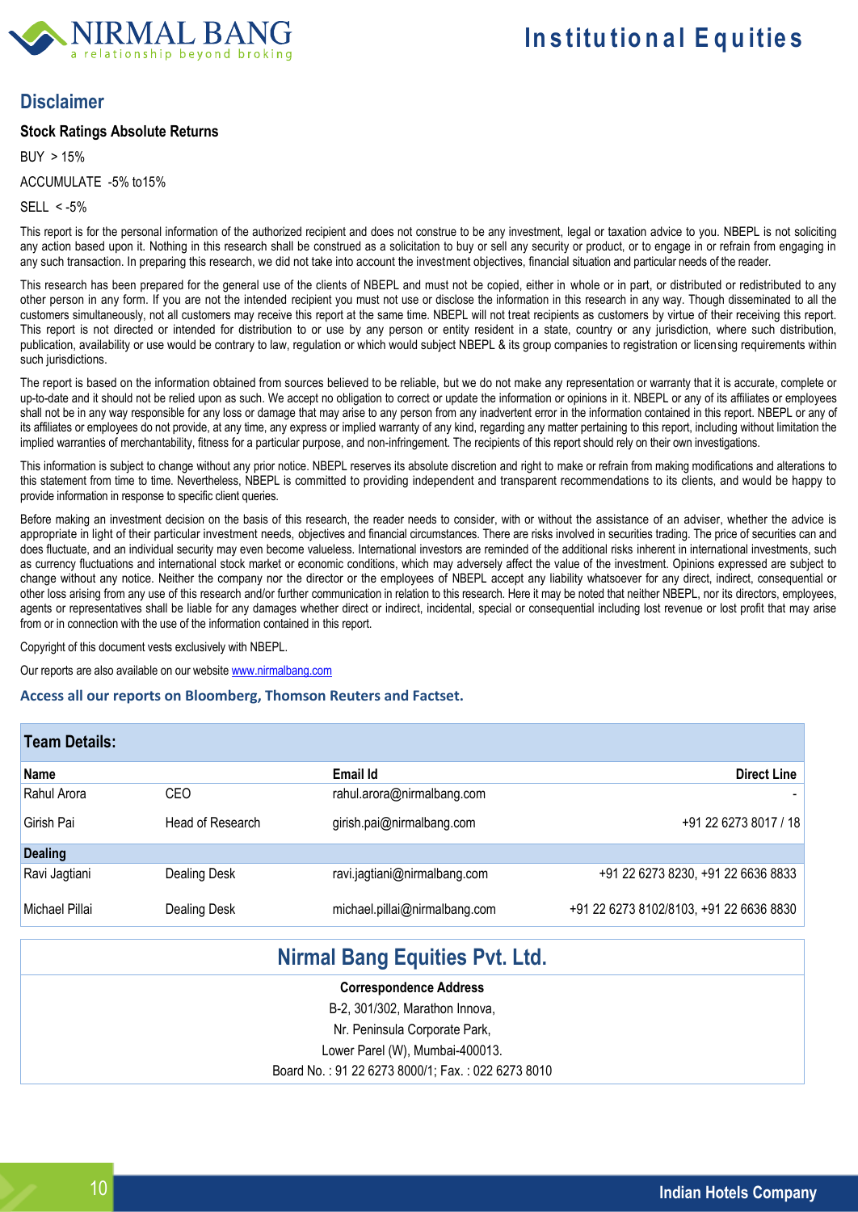## Disclaimer

**Stock Ratings Absolute Returns**

BUY > 15%

ACCUMULATE -5% to15%

SELL < -5%

This report is for the personal information of the authorized recipient and does not construe to be any investment, legal or taxation advice to you. NBEPL is not soliciting any action based upon it. Nothing in this research shall be construed as a solicitation to buy or sell any security or product, or to engage in or refrain from engaging in any such transaction. In preparing this research, we did not take into account the investment objectives, financial situation and particular needs of the reader.

This research has been prepared for the general use of the clients of NBEPL and must not be copied, either in whole or in part, or distributed or redistributed to any other person in any form. If you are not the intended recipient you must not use or disclose the information in this research in any way. Though disseminated to all the customers simultaneously, not all customers may receive this report at the same time. NBEPL will not treat recipients as customers by virtue of their receiving this report. This report is not directed or intended for distribution to or use by any person or entity resident in a state, country or any jurisdiction, where such distribution, publication, availability or use would be contrary to law, regulation or which would subject NBEPL & its group companies to registration or licensing requirements within such jurisdictions.

The report is based on the information obtained from sources believed to be reliable, but we do not make any representation or warranty that it is accurate, complete or up-to-date and it should not be relied upon as such. We accept no obligation to correct or update the information or opinions in it. NBEPL or any of its affiliates or employees shall not be in any way responsible for any loss or damage that may arise to any person from any inadvertent error in the information contained in this report. NBEPL or any of its affiliates or employees do not provide, at any time, any express or implied warranty of any kind, regarding any matter pertaining to this report, including without limitation the implied warranties of merchantability, fitness for a particular purpose, and non-infringement. The recipients of this report should rely on their own investigations.

This information is subject to change without any prior notice. NBEPL reserves its absolute discretion and right to make or refrain from making modifications and alterations to this statement from time to time. Nevertheless, NBEPL is committed to providing independent and transparent recommendations to its clients, and would be happy to provide information in response to specific client queries.

Before making an investment decision on the basis of this research, the reader needs to consider, with or without the assistance of an adviser, whether the advice is appropriate in light of their particular investment needs, objectives and financial circumstances. There are risks involved in securities trading. The price of securities can and does fluctuate, and an individual security may even become valueless. International investors are reminded of the additional risks inherent in international investments, such as currency fluctuations and international stock market or economic conditions, which may adversely affect the value of the investment. Opinions expressed are subject to change without any notice. Neither the company nor the director or the employees of NBEPL accept any liability whatsoever for any direct, indirect, consequential or other loss arising from any use of this research and/or further communication in relation to this research. Here it may be noted that neither NBEPL, nor its directors, employees, agents or representatives shall be liable for any damages whether direct or indirect, incidental, special or consequential including lost revenue or lost profit that may arise from or in connection with the use of the information contained in this report.

Copyright of this document vests exclusively with NBEPL.

Our reports are also available on our website www.nirmalbang.com

**Access all our reports on Bloomberg, Thomson Reuters and Factset.**

**Team Details:**

| Name | | Email Id | Direct Line |
|---|---|---|---|
| Rahul Arora | CEO | rahul.arora@nirmalbang.com | - |
| Girish Pai | Head of Research | girish.pai@nirmalbang.com | +91 22 6273 8017 / 18 |
| **Dealing** | | | |
| Ravi Jagtiani | Dealing Desk | ravi.jagtiani@nirmalbang.com | +91 22 6273 8230, +91 22 6636 8833 |
| Michael Pillai | Dealing Desk | michael.pillai@nirmalbang.com | +91 22 6273 8102/8103, +91 22 6636 8830 |

## Nirmal Bang Equities Pvt. Ltd.

**Correspondence Address**

B-2, 301/302, Marathon Innova,

Nr. Peninsula Corporate Park,

Lower Parel (W), Mumbai-400013.

Board No. : 91 22 6273 8000/1; Fax. : 022 6273 8010